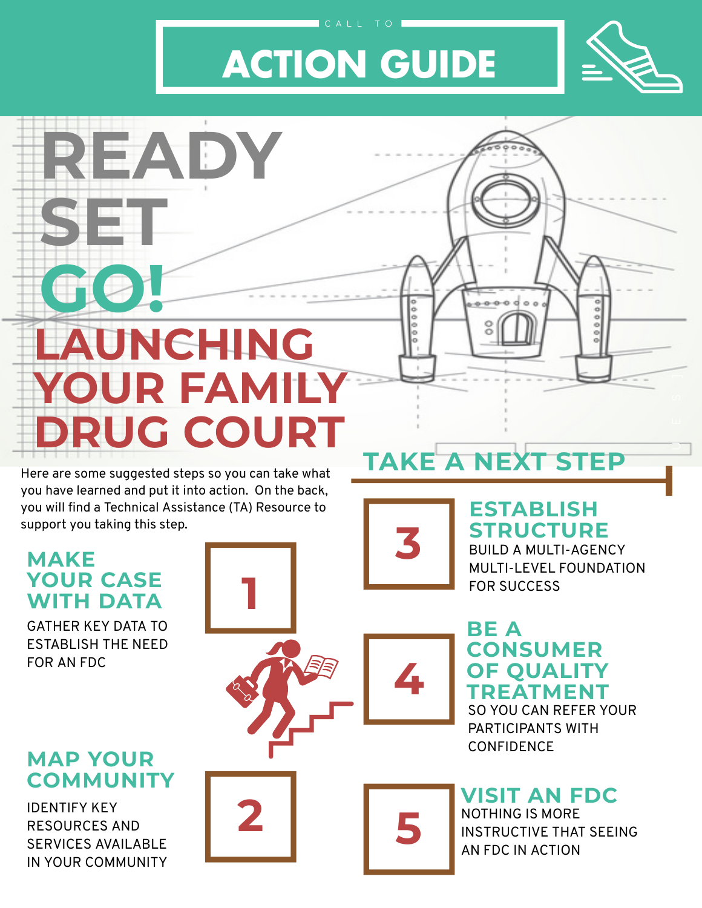CALL TO

# ACTION GUIDE

# READY SET GO!

# LAUNCHING YOUR FAMILY DRUG COURT

Here are some suggested steps so you can take what you have learned and put it into action. On the back, you will find a Technical Assistance (TA) Resource to support you taking this step.

## TAKE A NEXT STEP

### 1 MAKE YOUR CASE WITH DATA

GATHER KEY DATA TO ESTABLISH THE NEED FOR AN FDC

### 2 MAP YOUR COMMUNITY

IDENTIFY KEY RESOURCES AND SERVICES AVAILABLE IN YOUR COMMUNITY

### 3 ESTABLISH STRUCTURE

BUILD A MULTI-AGENCY MULTI-LEVEL FOUNDATION FOR SUCCESS

### 4 BE A CONSUMER OF QUALITY TREATMENT

SO YOU CAN REFER YOUR PARTICIPANTS WITH CONFIDENCE

### 5 VISIT AN FDC

NOTHING IS MORE INSTRUCTIVE THAT SEEING AN FDC IN ACTION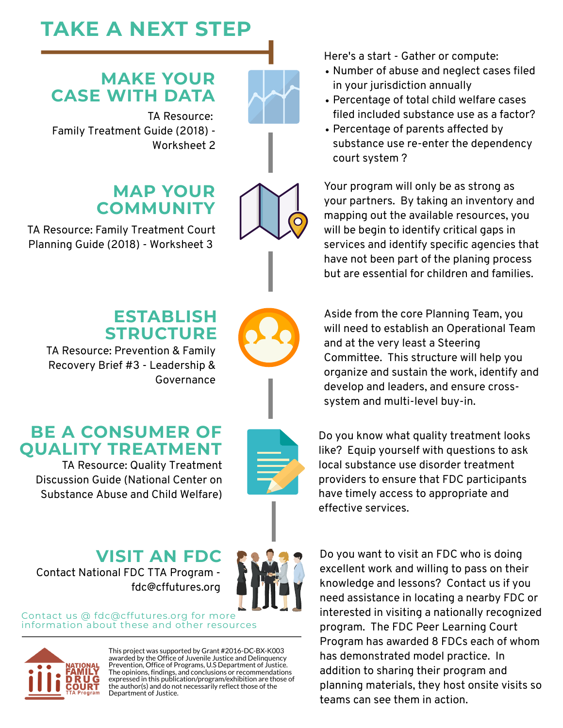# TAKE A NEXT STEP

## MAKE YOUR CASE WITH DATA

TA Resource: Family Treatment Guide (2018) - Worksheet 2

Here's a start - Gather or compute:

- Number of abuse and neglect cases filed in your jurisdiction annually
- Percentage of total child welfare cases filed included substance use as a factor?
- Percentage of parents affected by substance use re-enter the dependency court system ?

## MAP YOUR COMMUNITY

TA Resource: Family Treatment Court Planning Guide (2018) - Worksheet 3

Your program will only be as strong as your partners. By taking an inventory and mapping out the available resources, you will be begin to identify critical gaps in services and identify specific agencies that have not been part of the planing process but are essential for children and families.

## ESTABLISH STRUCTURE

TA Resource: Prevention & Family Recovery Brief #3 - Leadership & Governance

Aside from the core Planning Team, you will need to establish an Operational Team and at the very least a Steering Committee. This structure will help you organize and sustain the work, identify and develop and leaders, and ensure cross-system and multi-level buy-in.

## BE A CONSUMER OF QUALITY TREATMENT

TA Resource: Quality Treatment Discussion Guide (National Center on Substance Abuse and Child Welfare)

Do you know what quality treatment looks like? Equip yourself with questions to ask local substance use disorder treatment providers to ensure that FDC participants have timely access to appropriate and effective services.

## VISIT AN FDC

Contact National FDC TTA Program - fdc@cffutures.org

Do you want to visit an FDC who is doing excellent work and willing to pass on their knowledge and lessons? Contact us if you need assistance in locating a nearby FDC or interested in visiting a nationally recognized program. The FDC Peer Learning Court Program has awarded 8 FDCs each of whom has demonstrated model practice. In addition to sharing their program and planning materials, they host onsite visits so teams can see them in action.

Contact us @ fdc@cffutures.org for more information about these and other resources

NATIONAL FAMILY DRUG COURT TTA Program

This project was supported by Grant #2016-DC-BX-K003 awarded by the Office of Juvenile Justice and Delinquency Prevention, Office of Programs, U.S Department of Justice. The opinions, findings, and conclusions or recommendations expressed in this publication/program/exhibition are those of the author(s) and do not necessarily reflect those of the Department of Justice.